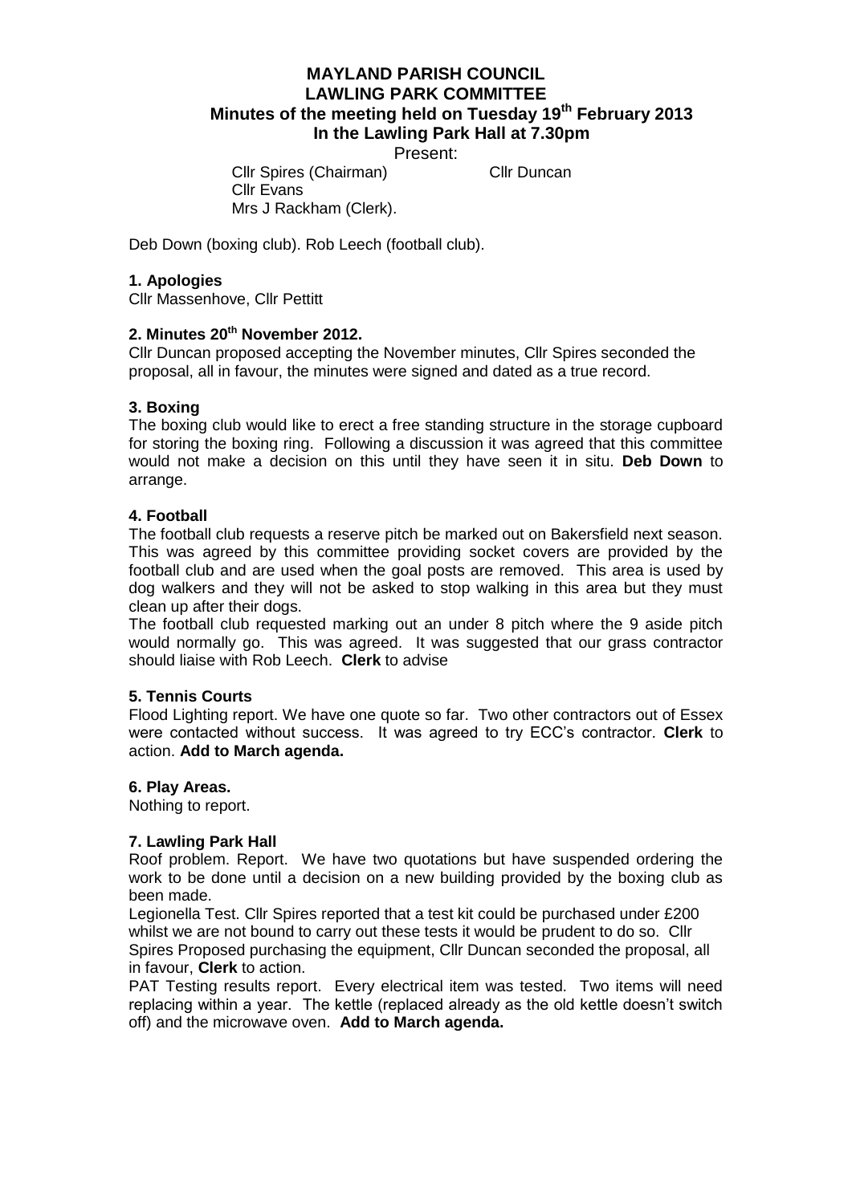# MAYLAND PARISH COUNCIL
## LAWLING PARK COMMITTEE
### Minutes of the meeting held on Tuesday 19th February 2013
### In the Lawling Park Hall at 7.30pm

Present:

Cllr Spires (Chairman) Cllr Duncan
Cllr Evans
Mrs J Rackham (Clerk).

Deb Down (boxing club). Rob Leech (football club).

**1. Apologies**

Cllr Massenhove, Cllr Pettitt

**2. Minutes 20th November 2012.**

Cllr Duncan proposed accepting the November minutes, Cllr Spires seconded the proposal, all in favour, the minutes were signed and dated as a true record.

**3. Boxing**

The boxing club would like to erect a free standing structure in the storage cupboard for storing the boxing ring. Following a discussion it was agreed that this committee would not make a decision on this until they have seen it in situ. **Deb Down** to arrange.

**4. Football**

The football club requests a reserve pitch be marked out on Bakersfield next season. This was agreed by this committee providing socket covers are provided by the football club and are used when the goal posts are removed. This area is used by dog walkers and they will not be asked to stop walking in this area but they must clean up after their dogs.

The football club requested marking out an under 8 pitch where the 9 aside pitch would normally go. This was agreed. It was suggested that our grass contractor should liaise with Rob Leech. **Clerk** to advise

**5. Tennis Courts**

Flood Lighting report. We have one quote so far. Two other contractors out of Essex were contacted without success. It was agreed to try ECC's contractor. **Clerk** to action. **Add to March agenda.**

**6. Play Areas.**

Nothing to report.

**7. Lawling Park Hall**

Roof problem. Report. We have two quotations but have suspended ordering the work to be done until a decision on a new building provided by the boxing club as been made.

Legionella Test. Cllr Spires reported that a test kit could be purchased under £200 whilst we are not bound to carry out these tests it would be prudent to do so. Cllr Spires Proposed purchasing the equipment, Cllr Duncan seconded the proposal, all in favour, **Clerk** to action.

PAT Testing results report. Every electrical item was tested. Two items will need replacing within a year. The kettle (replaced already as the old kettle doesn't switch off) and the microwave oven. **Add to March agenda.**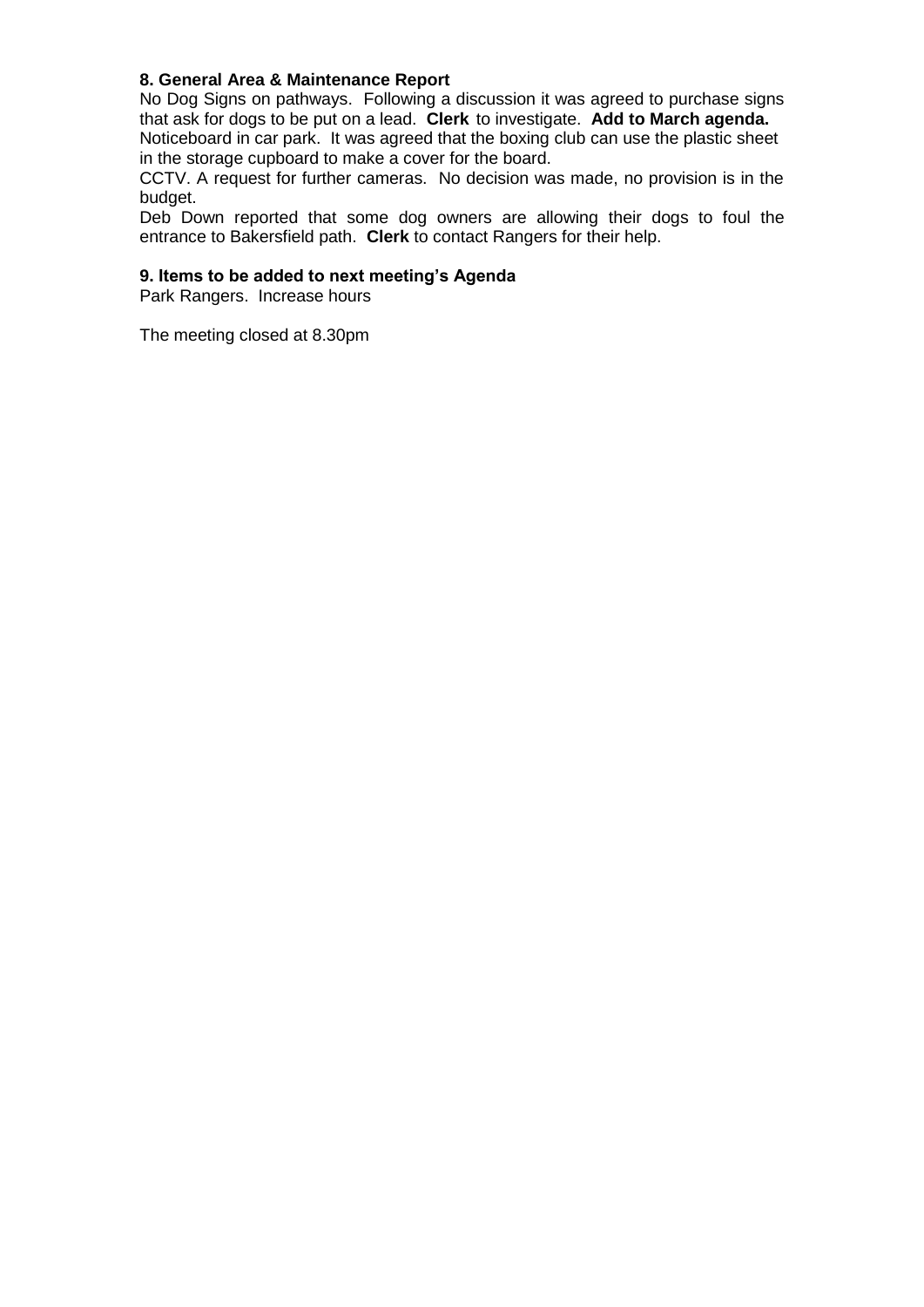### 8. General Area & Maintenance Report

No Dog Signs on pathways. Following a discussion it was agreed to purchase signs that ask for dogs to be put on a lead. **Clerk** to investigate. **Add to March agenda.**

Noticeboard in car park. It was agreed that the boxing club can use the plastic sheet in the storage cupboard to make a cover for the board.

CCTV. A request for further cameras. No decision was made, no provision is in the budget.

Deb Down reported that some dog owners are allowing their dogs to foul the entrance to Bakersfield path. **Clerk** to contact Rangers for their help.

### 9. Items to be added to next meeting's Agenda

Park Rangers. Increase hours

The meeting closed at 8.30pm